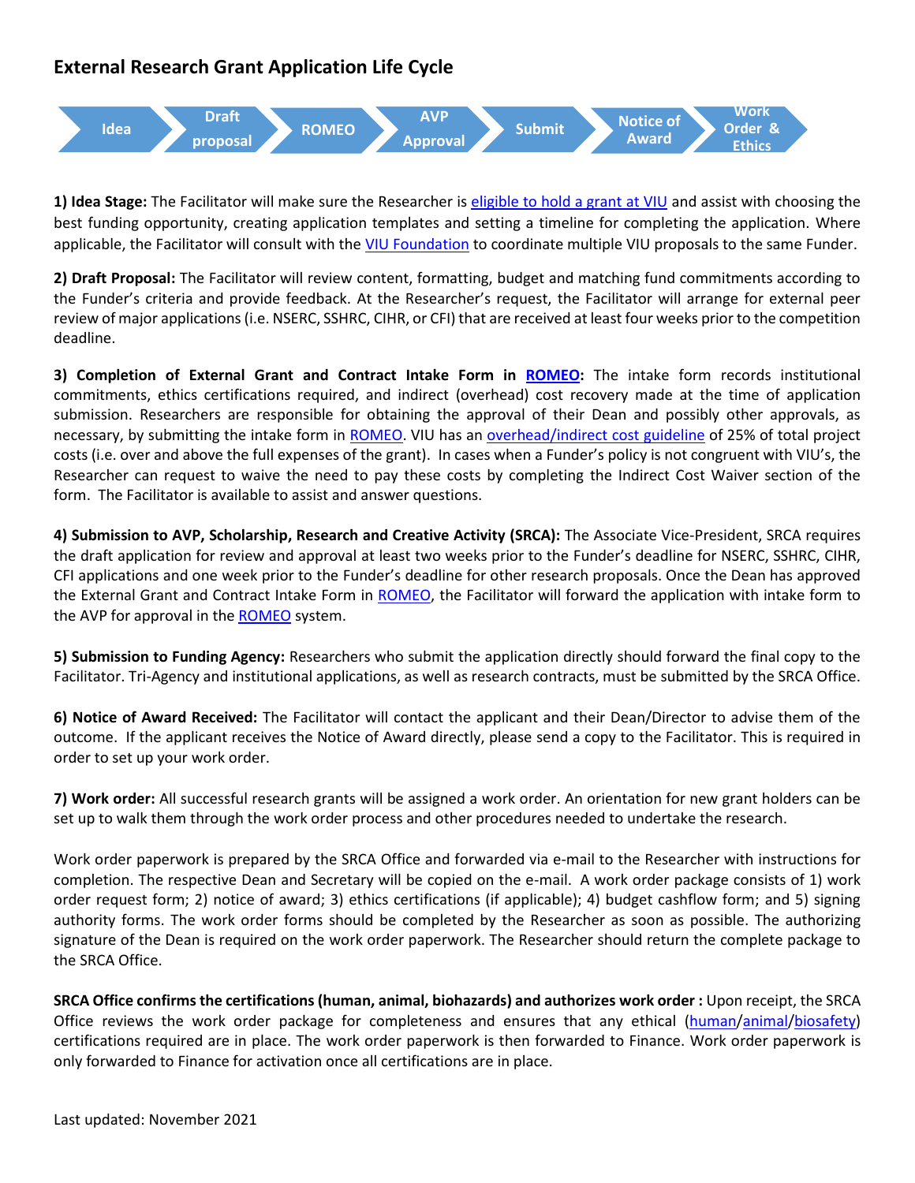# External Research Grant Application Life Cycle

Idea → Draft proposal → ROMEO → AVP Approval → Submit → Notice of Award → Work Order & Ethics

**1) Idea Stage:** The Facilitator will make sure the Researcher is eligible to hold a grant at VIU and assist with choosing the best funding opportunity, creating application templates and setting a timeline for completing the application. Where applicable, the Facilitator will consult with the VIU Foundation to coordinate multiple VIU proposals to the same Funder.

**2) Draft Proposal:** The Facilitator will review content, formatting, budget and matching fund commitments according to the Funder's criteria and provide feedback. At the Researcher's request, the Facilitator will arrange for external peer review of major applications (i.e. NSERC, SSHRC, CIHR, or CFI) that are received at least four weeks prior to the competition deadline.

**3) Completion of External Grant and Contract Intake Form in ROMEO:** The intake form records institutional commitments, ethics certifications required, and indirect (overhead) cost recovery made at the time of application submission. Researchers are responsible for obtaining the approval of their Dean and possibly other approvals, as necessary, by submitting the intake form in ROMEO. VIU has an overhead/indirect cost guideline of 25% of total project costs (i.e. over and above the full expenses of the grant). In cases when a Funder's policy is not congruent with VIU's, the Researcher can request to waive the need to pay these costs by completing the Indirect Cost Waiver section of the form. The Facilitator is available to assist and answer questions.

**4) Submission to AVP, Scholarship, Research and Creative Activity (SRCA):** The Associate Vice-President, SRCA requires the draft application for review and approval at least two weeks prior to the Funder's deadline for NSERC, SSHRC, CIHR, CFI applications and one week prior to the Funder's deadline for other research proposals. Once the Dean has approved the External Grant and Contract Intake Form in ROMEO, the Facilitator will forward the application with intake form to the AVP for approval in the ROMEO system.

**5) Submission to Funding Agency:** Researchers who submit the application directly should forward the final copy to the Facilitator. Tri-Agency and institutional applications, as well as research contracts, must be submitted by the SRCA Office.

**6) Notice of Award Received:** The Facilitator will contact the applicant and their Dean/Director to advise them of the outcome. If the applicant receives the Notice of Award directly, please send a copy to the Facilitator. This is required in order to set up your work order.

**7) Work order:** All successful research grants will be assigned a work order. An orientation for new grant holders can be set up to walk them through the work order process and other procedures needed to undertake the research.

Work order paperwork is prepared by the SRCA Office and forwarded via e-mail to the Researcher with instructions for completion. The respective Dean and Secretary will be copied on the e-mail. A work order package consists of 1) work order request form; 2) notice of award; 3) ethics certifications (if applicable); 4) budget cashflow form; and 5) signing authority forms. The work order forms should be completed by the Researcher as soon as possible. The authorizing signature of the Dean is required on the work order paperwork. The Researcher should return the complete package to the SRCA Office.

**SRCA Office confirms the certifications (human, animal, biohazards) and authorizes work order :** Upon receipt, the SRCA Office reviews the work order package for completeness and ensures that any ethical (human/animal/biosafety) certifications required are in place. The work order paperwork is then forwarded to Finance. Work order paperwork is only forwarded to Finance for activation once all certifications are in place.

Last updated: November 2021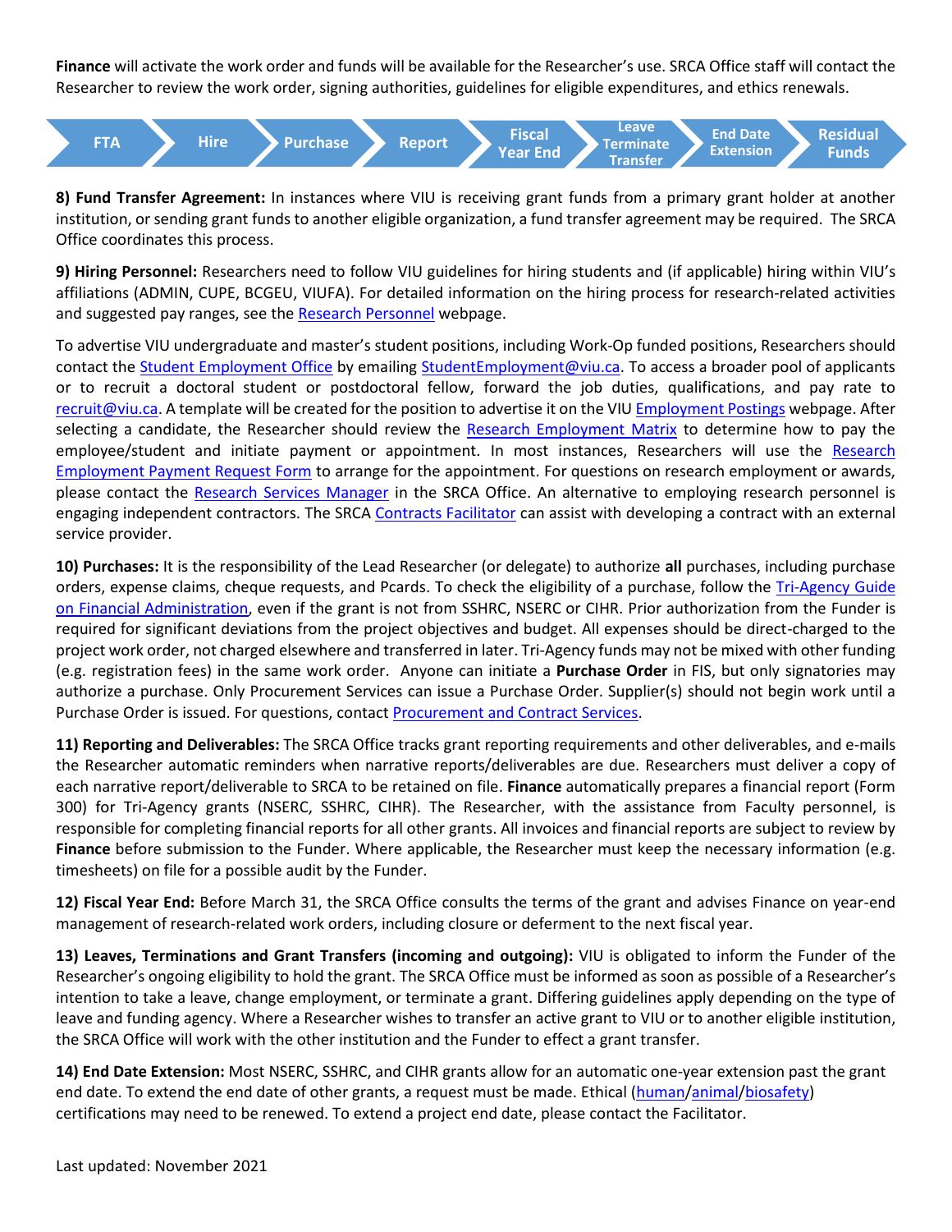**Finance** will activate the work order and funds will be available for the Researcher's use. SRCA Office staff will contact the Researcher to review the work order, signing authorities, guidelines for eligible expenditures, and ethics renewals.

FTA → Hire → Purchase → Report → Fiscal Year End → Leave Terminate Transfer → End Date Extension → Residual Funds

**8) Fund Transfer Agreement:** In instances where VIU is receiving grant funds from a primary grant holder at another institution, or sending grant funds to another eligible organization, a fund transfer agreement may be required. The SRCA Office coordinates this process.

**9) Hiring Personnel:** Researchers need to follow VIU guidelines for hiring students and (if applicable) hiring within VIU's affiliations (ADMIN, CUPE, BCGEU, VIUFA). For detailed information on the hiring process for research-related activities and suggested pay ranges, see the Research Personnel webpage.

To advertise VIU undergraduate and master's student positions, including Work-Op funded positions, Researchers should contact the Student Employment Office by emailing StudentEmployment@viu.ca. To access a broader pool of applicants or to recruit a doctoral student or postdoctoral fellow, forward the job duties, qualifications, and pay rate to recruit@viu.ca. A template will be created for the position to advertise it on the VIU Employment Postings webpage. After selecting a candidate, the Researcher should review the Research Employment Matrix to determine how to pay the employee/student and initiate payment or appointment. In most instances, Researchers will use the Research Employment Payment Request Form to arrange for the appointment. For questions on research employment or awards, please contact the Research Services Manager in the SRCA Office. An alternative to employing research personnel is engaging independent contractors. The SRCA Contracts Facilitator can assist with developing a contract with an external service provider.

**10) Purchases:** It is the responsibility of the Lead Researcher (or delegate) to authorize **all** purchases, including purchase orders, expense claims, cheque requests, and Pcards. To check the eligibility of a purchase, follow the Tri-Agency Guide on Financial Administration, even if the grant is not from SSHRC, NSERC or CIHR. Prior authorization from the Funder is required for significant deviations from the project objectives and budget. All expenses should be direct-charged to the project work order, not charged elsewhere and transferred in later. Tri-Agency funds may not be mixed with other funding (e.g. registration fees) in the same work order. Anyone can initiate a **Purchase Order** in FIS, but only signatories may authorize a purchase. Only Procurement Services can issue a Purchase Order. Supplier(s) should not begin work until a Purchase Order is issued. For questions, contact Procurement and Contract Services.

**11) Reporting and Deliverables:** The SRCA Office tracks grant reporting requirements and other deliverables, and e-mails the Researcher automatic reminders when narrative reports/deliverables are due. Researchers must deliver a copy of each narrative report/deliverable to SRCA to be retained on file. **Finance** automatically prepares a financial report (Form 300) for Tri-Agency grants (NSERC, SSHRC, CIHR). The Researcher, with the assistance from Faculty personnel, is responsible for completing financial reports for all other grants. All invoices and financial reports are subject to review by **Finance** before submission to the Funder. Where applicable, the Researcher must keep the necessary information (e.g. timesheets) on file for a possible audit by the Funder.

**12) Fiscal Year End:** Before March 31, the SRCA Office consults the terms of the grant and advises Finance on year-end management of research-related work orders, including closure or deferment to the next fiscal year.

**13) Leaves, Terminations and Grant Transfers (incoming and outgoing):** VIU is obligated to inform the Funder of the Researcher's ongoing eligibility to hold the grant. The SRCA Office must be informed as soon as possible of a Researcher's intention to take a leave, change employment, or terminate a grant. Differing guidelines apply depending on the type of leave and funding agency. Where a Researcher wishes to transfer an active grant to VIU or to another eligible institution, the SRCA Office will work with the other institution and the Funder to effect a grant transfer.

**14) End Date Extension:** Most NSERC, SSHRC, and CIHR grants allow for an automatic one-year extension past the grant end date. To extend the end date of other grants, a request must be made. Ethical (human/animal/biosafety) certifications may need to be renewed. To extend a project end date, please contact the Facilitator.

Last updated: November 2021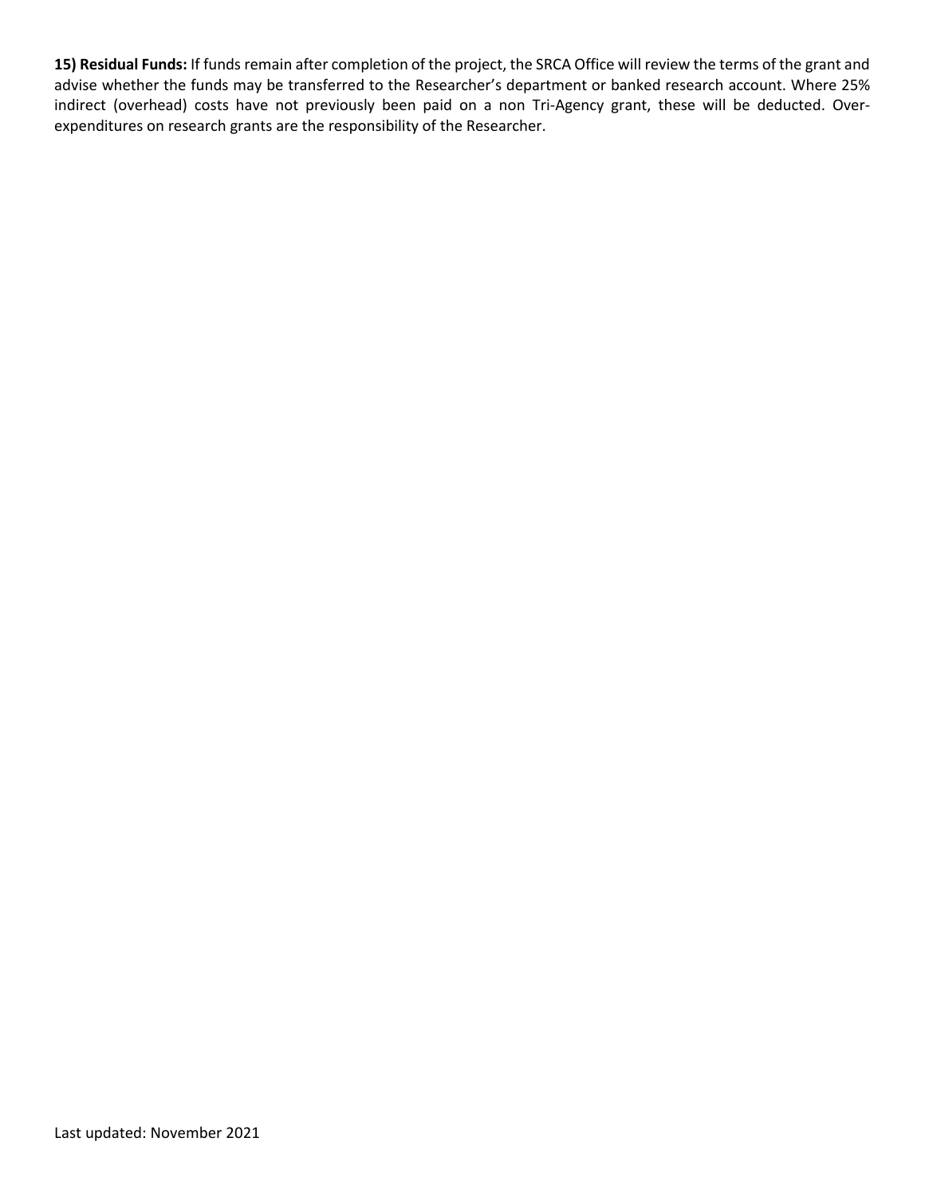**15) Residual Funds:** If funds remain after completion of the project, the SRCA Office will review the terms of the grant and advise whether the funds may be transferred to the Researcher's department or banked research account. Where 25% indirect (overhead) costs have not previously been paid on a non Tri-Agency grant, these will be deducted. Over-expenditures on research grants are the responsibility of the Researcher.

Last updated: November 2021